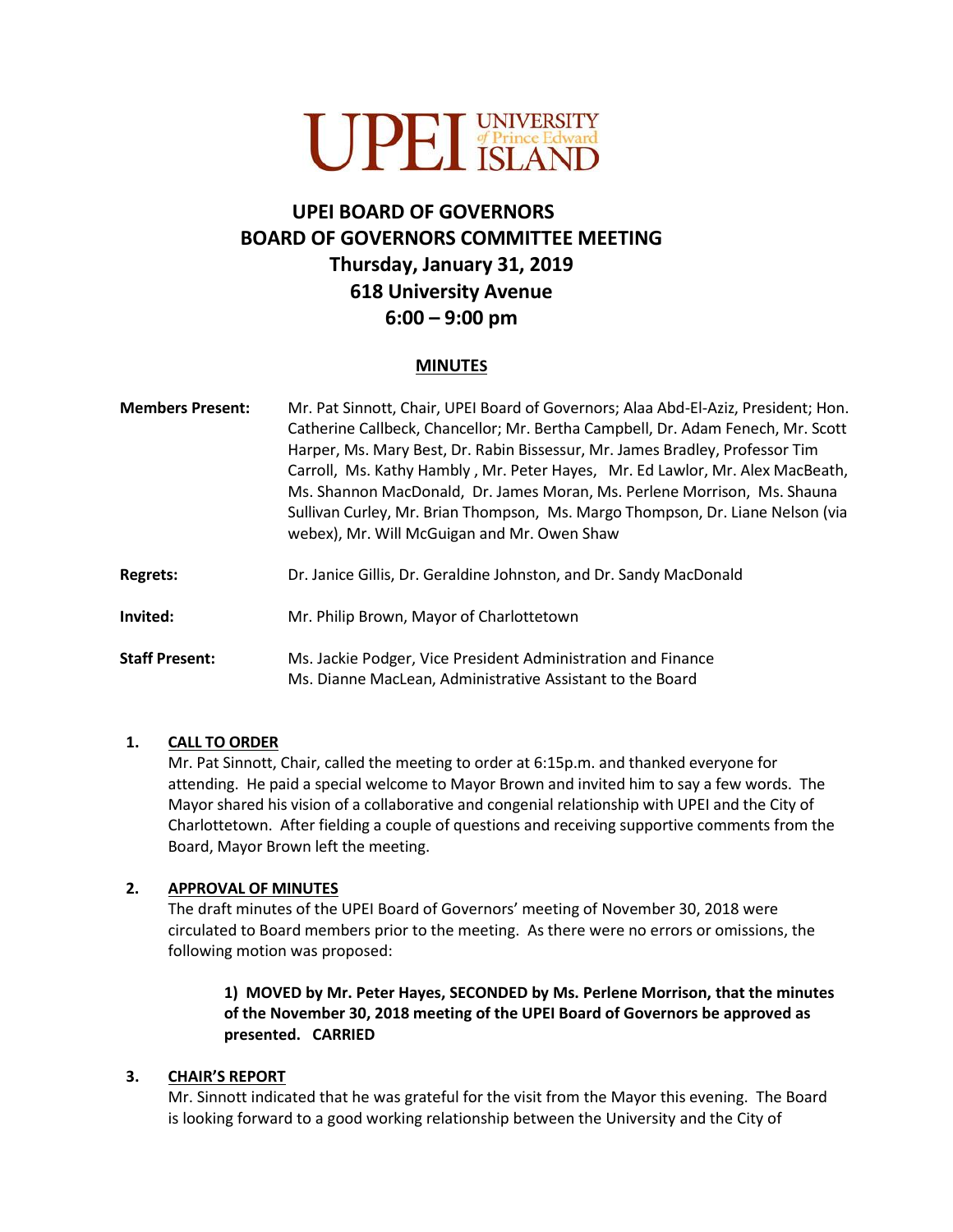UPEI UNIVERSITY of Prince Edward ISLAND

# UPEI BOARD OF GOVERNORS
# BOARD OF GOVERNORS COMMITTEE MEETING
## Thursday, January 31, 2019
## 618 University Avenue
## 6:00 – 9:00 pm

**MINUTES**

**Members Present:** Mr. Pat Sinnott, Chair, UPEI Board of Governors; Alaa Abd-El-Aziz, President; Hon. Catherine Callbeck, Chancellor; Mr. Bertha Campbell, Dr. Adam Fenech, Mr. Scott Harper, Ms. Mary Best, Dr. Rabin Bissessur, Mr. James Bradley, Professor Tim Carroll, Ms. Kathy Hambly , Mr. Peter Hayes, Mr. Ed Lawlor, Mr. Alex MacBeath, Ms. Shannon MacDonald, Dr. James Moran, Ms. Perlene Morrison, Ms. Shauna Sullivan Curley, Mr. Brian Thompson, Ms. Margo Thompson, Dr. Liane Nelson (via webex), Mr. Will McGuigan and Mr. Owen Shaw

**Regrets:** Dr. Janice Gillis, Dr. Geraldine Johnston, and Dr. Sandy MacDonald

**Invited:** Mr. Philip Brown, Mayor of Charlottetown

**Staff Present:** Ms. Jackie Podger, Vice President Administration and Finance
Ms. Dianne MacLean, Administrative Assistant to the Board

1. **CALL TO ORDER**

   Mr. Pat Sinnott, Chair, called the meeting to order at 6:15p.m. and thanked everyone for attending. He paid a special welcome to Mayor Brown and invited him to say a few words. The Mayor shared his vision of a collaborative and congenial relationship with UPEI and the City of Charlottetown. After fielding a couple of questions and receiving supportive comments from the Board, Mayor Brown left the meeting.

2. **APPROVAL OF MINUTES**

   The draft minutes of the UPEI Board of Governors' meeting of November 30, 2018 were circulated to Board members prior to the meeting. As there were no errors or omissions, the following motion was proposed:

   > **1) MOVED by Mr. Peter Hayes, SECONDED by Ms. Perlene Morrison, that the minutes of the November 30, 2018 meeting of the UPEI Board of Governors be approved as presented. CARRIED**

3. **CHAIR'S REPORT**

   Mr. Sinnott indicated that he was grateful for the visit from the Mayor this evening. The Board is looking forward to a good working relationship between the University and the City of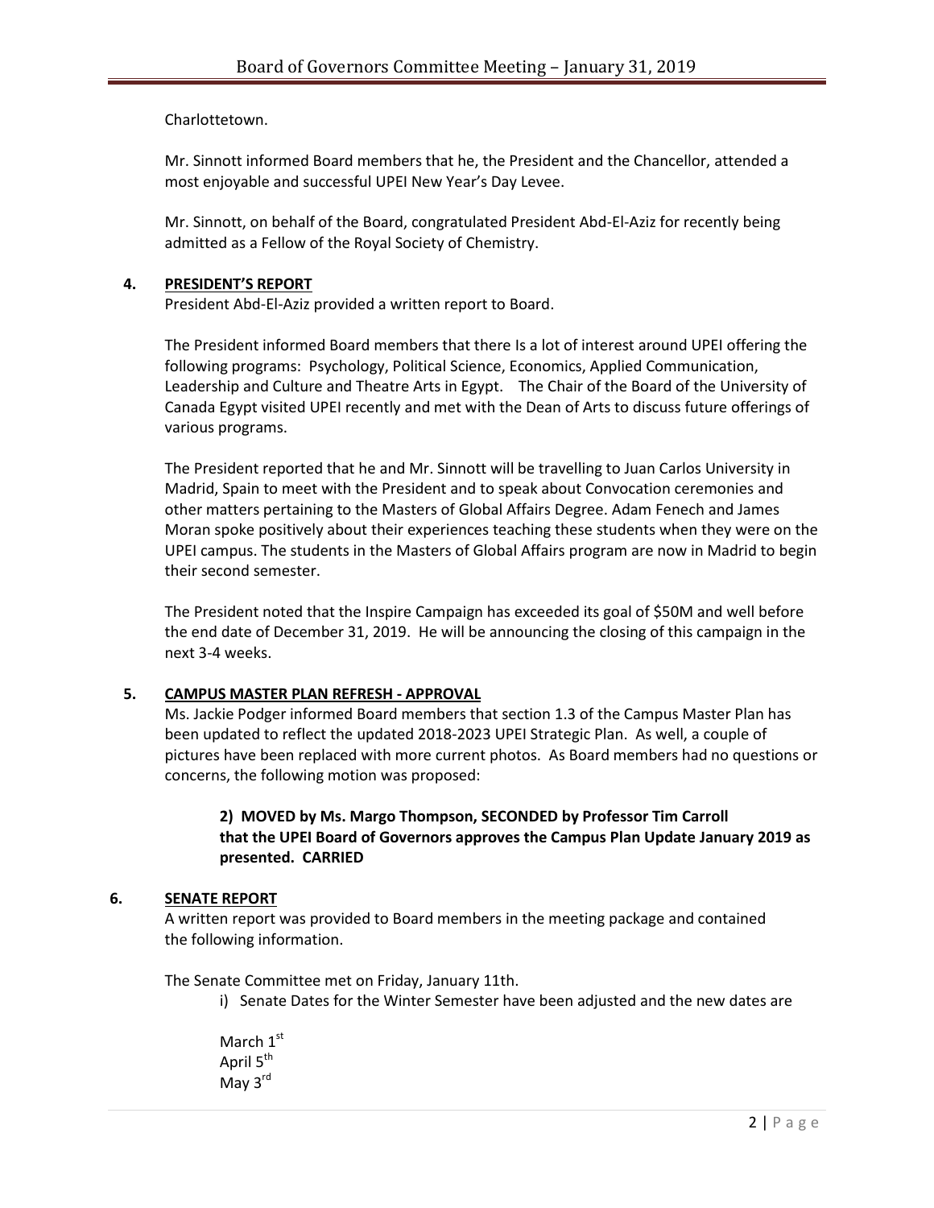Charlottetown.

Mr. Sinnott informed Board members that he, the President and the Chancellor, attended a most enjoyable and successful UPEI New Year's Day Levee.

Mr. Sinnott, on behalf of the Board, congratulated President Abd-El-Aziz for recently being admitted as a Fellow of the Royal Society of Chemistry.

## 4. PRESIDENT'S REPORT

President Abd-El-Aziz provided a written report to Board.

The President informed Board members that there Is a lot of interest around UPEI offering the following programs: Psychology, Political Science, Economics, Applied Communication, Leadership and Culture and Theatre Arts in Egypt. The Chair of the Board of the University of Canada Egypt visited UPEI recently and met with the Dean of Arts to discuss future offerings of various programs.

The President reported that he and Mr. Sinnott will be travelling to Juan Carlos University in Madrid, Spain to meet with the President and to speak about Convocation ceremonies and other matters pertaining to the Masters of Global Affairs Degree. Adam Fenech and James Moran spoke positively about their experiences teaching these students when they were on the UPEI campus. The students in the Masters of Global Affairs program are now in Madrid to begin their second semester.

The President noted that the Inspire Campaign has exceeded its goal of $50M and well before the end date of December 31, 2019. He will be announcing the closing of this campaign in the next 3-4 weeks.

## 5. CAMPUS MASTER PLAN REFRESH - APPROVAL

Ms. Jackie Podger informed Board members that section 1.3 of the Campus Master Plan has been updated to reflect the updated 2018-2023 UPEI Strategic Plan. As well, a couple of pictures have been replaced with more current photos. As Board members had no questions or concerns, the following motion was proposed:

> **2) MOVED by Ms. Margo Thompson, SECONDED by Professor Tim Carroll that the UPEI Board of Governors approves the Campus Plan Update January 2019 as presented. CARRIED**

## 6. SENATE REPORT

A written report was provided to Board members in the meeting package and contained the following information.

The Senate Committee met on Friday, January 11th.

i) Senate Dates for the Winter Semester have been adjusted and the new dates are

March 1st
April 5th
May 3rd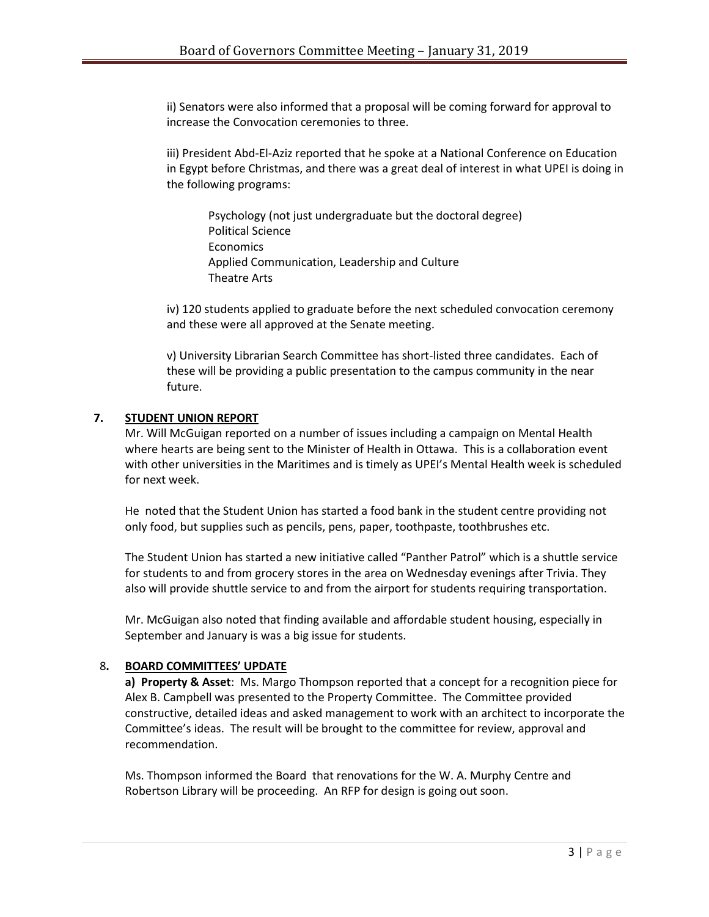ii) Senators were also informed that a proposal will be coming forward for approval to increase the Convocation ceremonies to three.

iii) President Abd-El-Aziz reported that he spoke at a National Conference on Education in Egypt before Christmas, and there was a great deal of interest in what UPEI is doing in the following programs:

Psychology (not just undergraduate but the doctoral degree)
Political Science
Economics
Applied Communication, Leadership and Culture
Theatre Arts

iv) 120 students applied to graduate before the next scheduled convocation ceremony and these were all approved at the Senate meeting.

v) University Librarian Search Committee has short-listed three candidates. Each of these will be providing a public presentation to the campus community in the near future.

## 7. STUDENT UNION REPORT

Mr. Will McGuigan reported on a number of issues including a campaign on Mental Health where hearts are being sent to the Minister of Health in Ottawa. This is a collaboration event with other universities in the Maritimes and is timely as UPEI's Mental Health week is scheduled for next week.

He noted that the Student Union has started a food bank in the student centre providing not only food, but supplies such as pencils, pens, paper, toothpaste, toothbrushes etc.

The Student Union has started a new initiative called "Panther Patrol" which is a shuttle service for students to and from grocery stores in the area on Wednesday evenings after Trivia. They also will provide shuttle service to and from the airport for students requiring transportation.

Mr. McGuigan also noted that finding available and affordable student housing, especially in September and January is was a big issue for students.

## 8. BOARD COMMITTEES' UPDATE

**a) Property & Asset**: Ms. Margo Thompson reported that a concept for a recognition piece for Alex B. Campbell was presented to the Property Committee. The Committee provided constructive, detailed ideas and asked management to work with an architect to incorporate the Committee's ideas. The result will be brought to the committee for review, approval and recommendation.

Ms. Thompson informed the Board that renovations for the W. A. Murphy Centre and Robertson Library will be proceeding. An RFP for design is going out soon.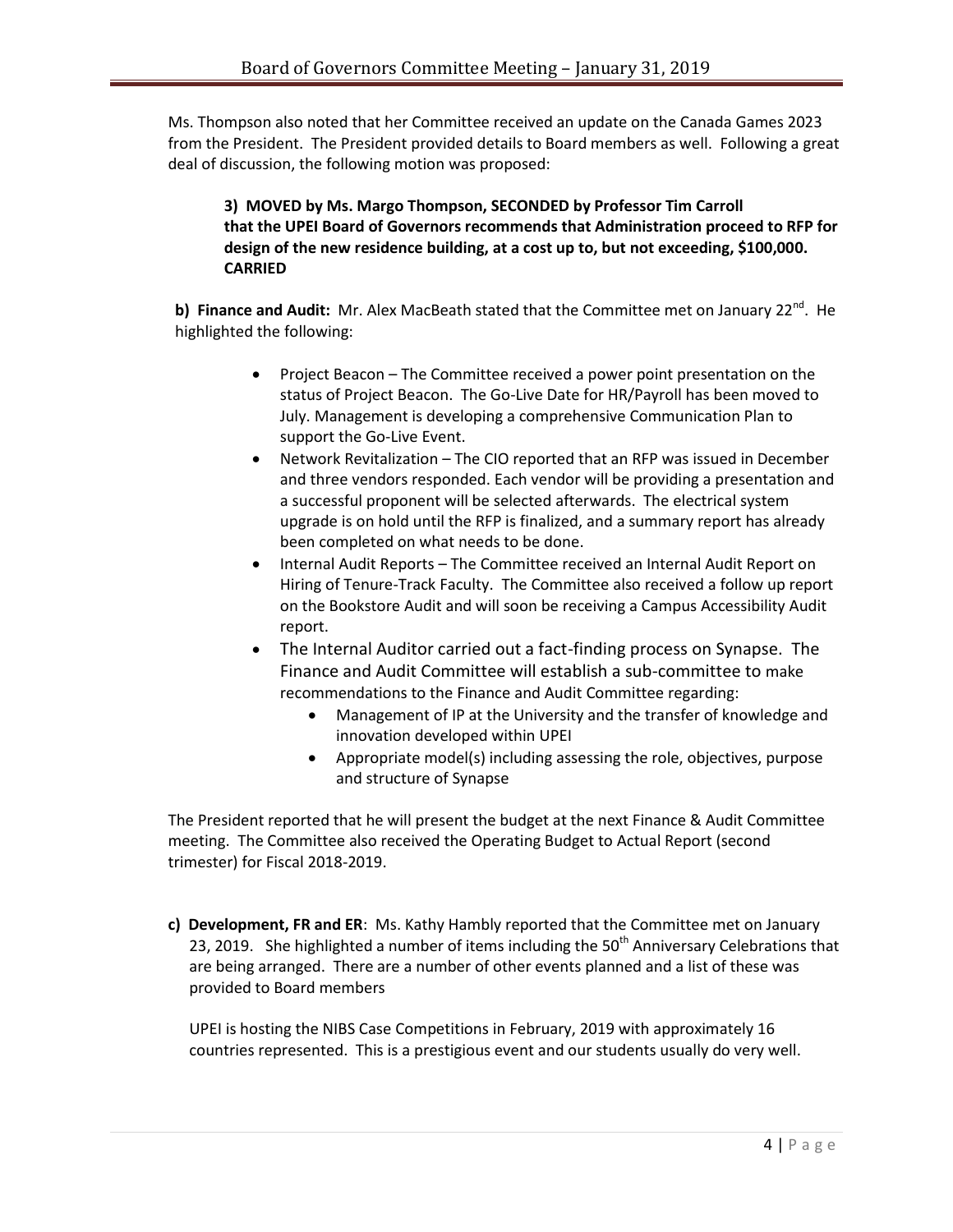Ms. Thompson also noted that her Committee received an update on the Canada Games 2023 from the President. The President provided details to Board members as well. Following a great deal of discussion, the following motion was proposed:

> **3) MOVED by Ms. Margo Thompson, SECONDED by Professor Tim Carroll that the UPEI Board of Governors recommends that Administration proceed to RFP for design of the new residence building, at a cost up to, but not exceeding, $100,000. CARRIED**

**b) Finance and Audit:** Mr. Alex MacBeath stated that the Committee met on January 22nd. He highlighted the following:

- Project Beacon – The Committee received a power point presentation on the status of Project Beacon. The Go-Live Date for HR/Payroll has been moved to July. Management is developing a comprehensive Communication Plan to support the Go-Live Event.
- Network Revitalization – The CIO reported that an RFP was issued in December and three vendors responded. Each vendor will be providing a presentation and a successful proponent will be selected afterwards. The electrical system upgrade is on hold until the RFP is finalized, and a summary report has already been completed on what needs to be done.
- Internal Audit Reports – The Committee received an Internal Audit Report on Hiring of Tenure-Track Faculty. The Committee also received a follow up report on the Bookstore Audit and will soon be receiving a Campus Accessibility Audit report.
- The Internal Auditor carried out a fact-finding process on Synapse. The Finance and Audit Committee will establish a sub-committee to make recommendations to the Finance and Audit Committee regarding:
  - Management of IP at the University and the transfer of knowledge and innovation developed within UPEI
  - Appropriate model(s) including assessing the role, objectives, purpose and structure of Synapse

The President reported that he will present the budget at the next Finance & Audit Committee meeting. The Committee also received the Operating Budget to Actual Report (second trimester) for Fiscal 2018-2019.

**c) Development, FR and ER**: Ms. Kathy Hambly reported that the Committee met on January 23, 2019. She highlighted a number of items including the 50th Anniversary Celebrations that are being arranged. There are a number of other events planned and a list of these was provided to Board members

UPEI is hosting the NIBS Case Competitions in February, 2019 with approximately 16 countries represented. This is a prestigious event and our students usually do very well.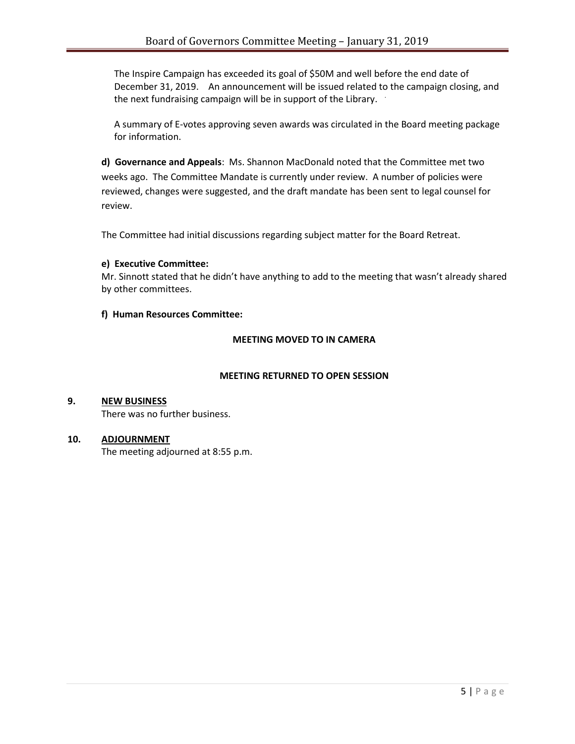The Inspire Campaign has exceeded its goal of $50M and well before the end date of December 31, 2019. An announcement will be issued related to the campaign closing, and the next fundraising campaign will be in support of the Library.

A summary of E-votes approving seven awards was circulated in the Board meeting package for information.

**d) Governance and Appeals**: Ms. Shannon MacDonald noted that the Committee met two weeks ago. The Committee Mandate is currently under review. A number of policies were reviewed, changes were suggested, and the draft mandate has been sent to legal counsel for review.

The Committee had initial discussions regarding subject matter for the Board Retreat.

**e) Executive Committee:**

Mr. Sinnott stated that he didn't have anything to add to the meeting that wasn't already shared by other committees.

**f) Human Resources Committee:**

**MEETING MOVED TO IN CAMERA**

**MEETING RETURNED TO OPEN SESSION**

## 9. NEW BUSINESS

There was no further business.

## 10. ADJOURNMENT

The meeting adjourned at 8:55 p.m.